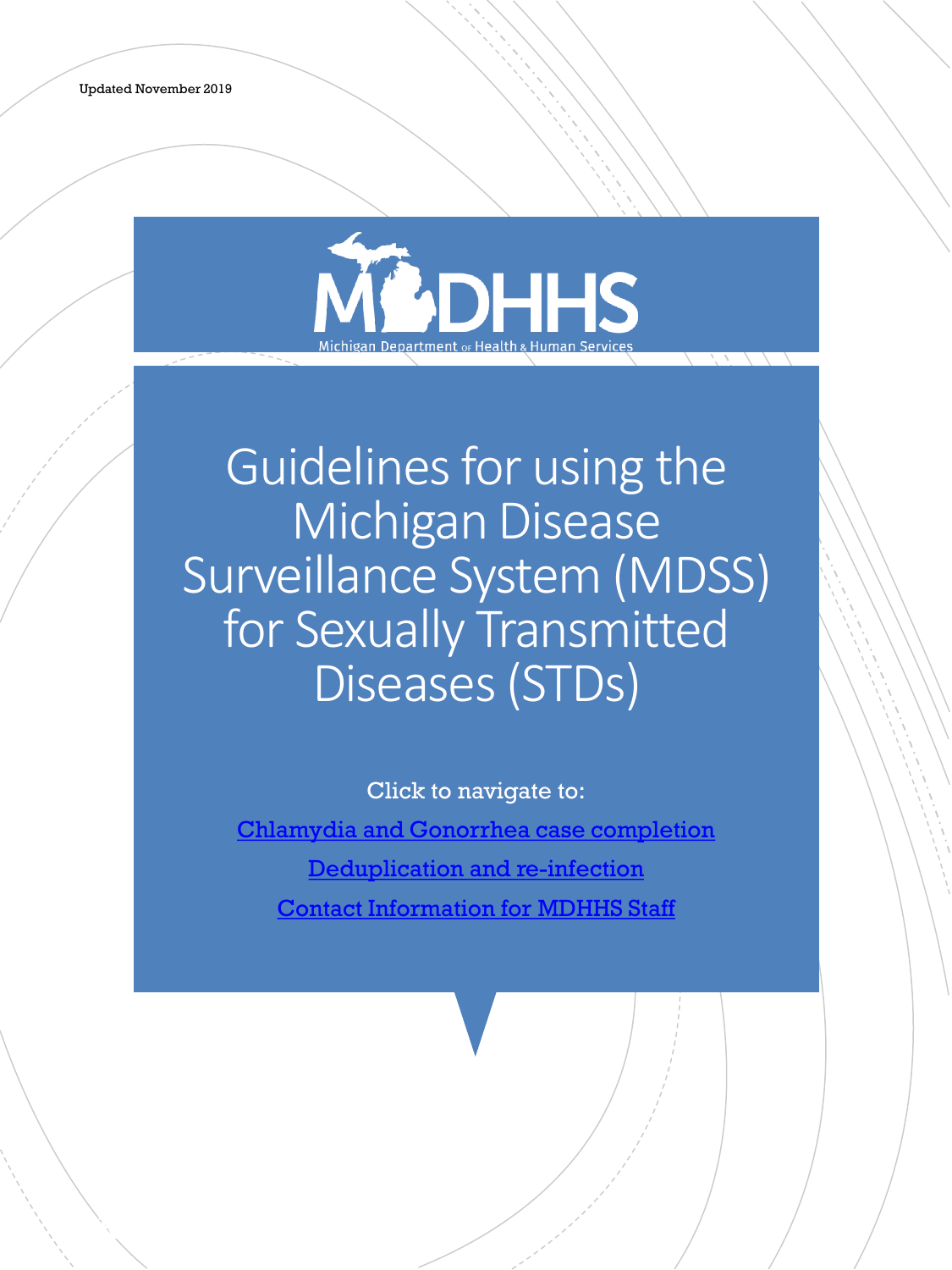Updated November 2019

MDHHS

Michigan Department of Health & Human Services

# Guidelines for using the Michigan Disease Surveillance System (MDSS) for Sexually Transmitted Diseases (STDs)

Click to navigate to:

Chlamydia and Gonorrhea case completion

Deduplication and re-infection

Contact Information for MDHHS Staff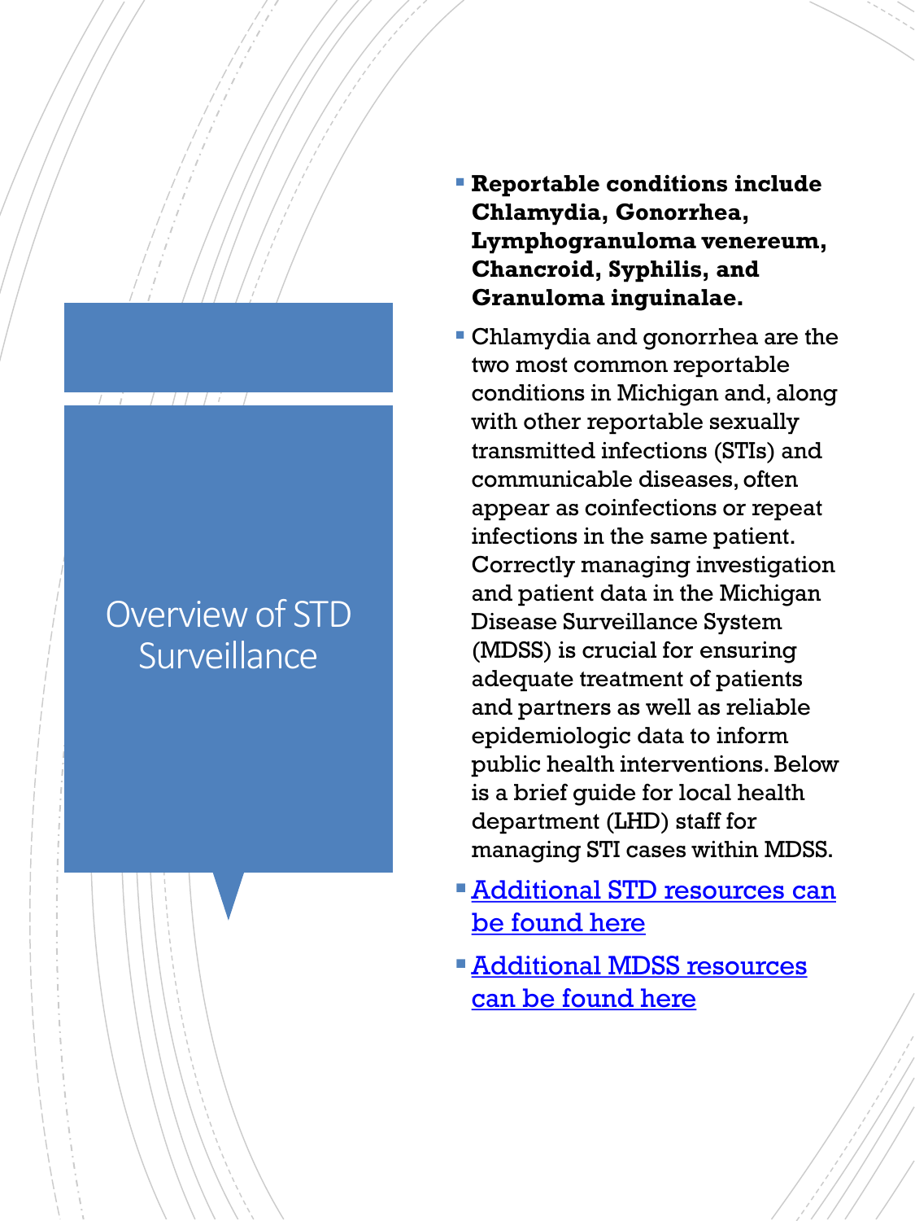# Overview of STD Surveillance

- **Reportable conditions include Chlamydia, Gonorrhea, Lymphogranuloma venereum, Chancroid, Syphilis, and Granuloma inguinalae.**
- Chlamydia and gonorrhea are the two most common reportable conditions in Michigan and, along with other reportable sexually transmitted infections (STIs) and communicable diseases, often appear as coinfections or repeat infections in the same patient. Correctly managing investigation and patient data in the Michigan Disease Surveillance System (MDSS) is crucial for ensuring adequate treatment of patients and partners as well as reliable epidemiologic data to inform public health interventions. Below is a brief guide for local health department (LHD) staff for managing STI cases within MDSS.
- Additional STD resources can be found here
- Additional MDSS resources can be found here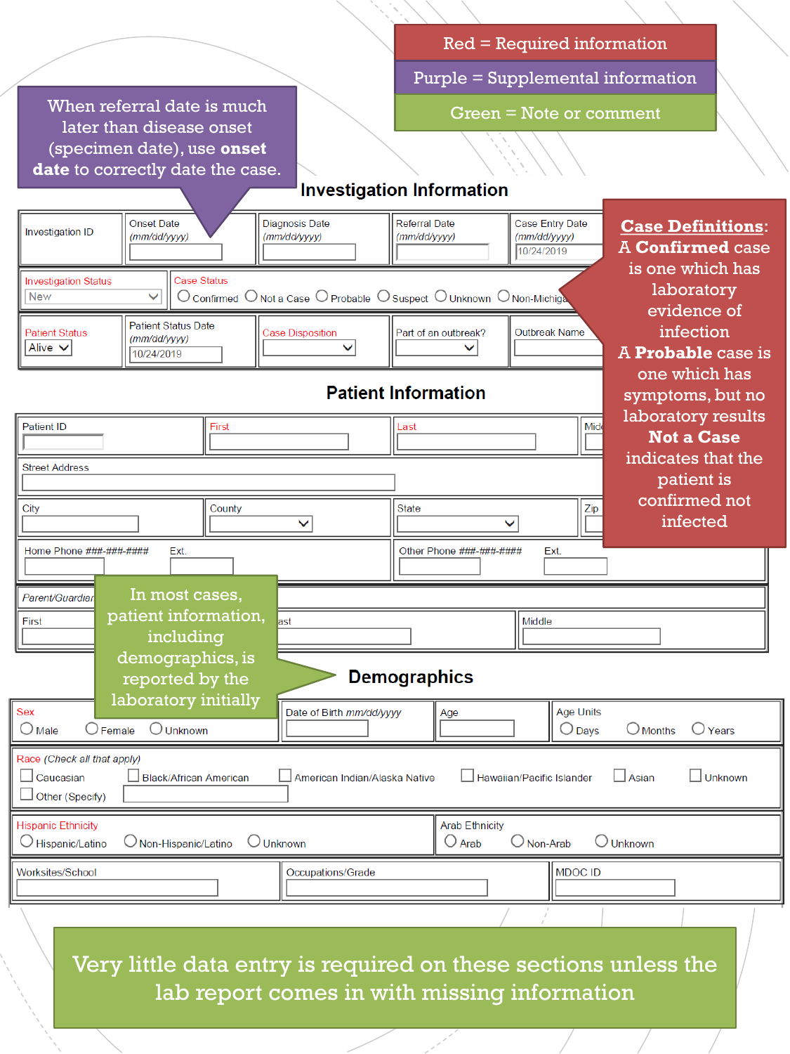| Red = Required information |
| --- |
| Purple = Supplemental information |
| Green = Note or comment |

When referral date is much later than disease onset (specimen date), use **onset date** to correctly date the case.

## Investigation Information

| Investigation ID | Onset Date (mm/dd/yyyy) | Diagnosis Date (mm/dd/yyyy) | Referral Date (mm/dd/yyyy) | Case Entry Date (mm/dd/yyyy) 10/24/2019 |
| --- | --- | --- | --- | --- |

Investigation Status: New

Case Status: ○ Confirmed ○ Not a Case ○ Probable ○ Suspect ○ Unknown ○ Non-Michiga...

| Patient Status: Alive | Patient Status Date (mm/dd/yyyy) 10/24/2019 | Case Disposition | Part of an outbreak? | Outbreak Name |
| --- | --- | --- | --- | --- |

**Case Definitions**:
A **Confirmed** case is one which has laboratory evidence of infection
A **Probable** case is one which has symptoms, but no laboratory results
**Not a Case** indicates that the patient is confirmed not infected

## Patient Information

| Patient ID | First | Last | Mid... |
| --- | --- | --- | --- |

Street Address

| City | County | State | Zip |
| --- | --- | --- | --- |

| Home Phone ###-###-#### | Ext. | Other Phone ###-###-#### | Ext. |
| --- | --- | --- | --- |

Parent/Guardian

| First | Last | Middle |
| --- | --- | --- |

In most cases, patient information, including demographics, is reported by the laboratory initially

## Demographics

Sex: ○ Male ○ Female ○ Unknown

| Date of Birth mm/dd/yyyy | Age | Age Units ○ Days ○ Months ○ Years |
| --- | --- | --- |

Race (*Check all that apply*)
☐ Caucasian ☐ Black/African American ☐ American Indian/Alaska Native ☐ Hawaiian/Pacific Islander ☐ Asian ☐ Unknown
☐ Other (Specify)

Hispanic Ethnicity: ○ Hispanic/Latino ○ Non-Hispanic/Latino ○ Unknown

Arab Ethnicity: ○ Arab ○ Non-Arab ○ Unknown

| Worksites/School | Occupations/Grade | MDOC ID |
| --- | --- | --- |

Very little data entry is required on these sections unless the lab report comes in with missing information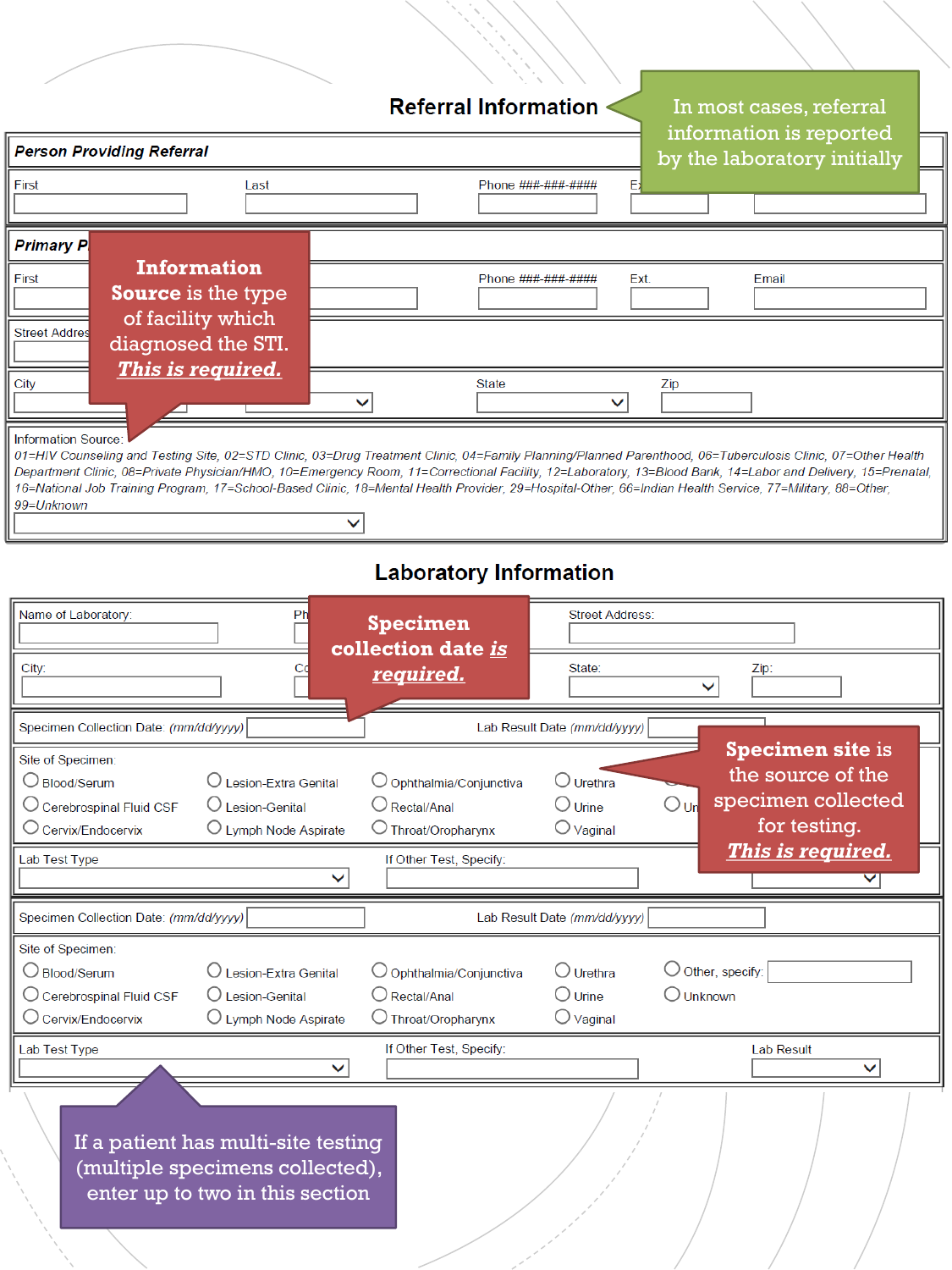## Referral Information

> In most cases, referral information is reported by the laboratory initially

**Person Providing Referral**

First | Last | Phone ###-###-#### | Ext.

**Primary P...**

First | Phone ###-###-#### | Ext. | Email

Street Address

City | State | Zip

> **Information Source** is the type of facility which diagnosed the STI. ***This is required.***

Information Source:
*01=HIV Counseling and Testing Site, 02=STD Clinic, 03=Drug Treatment Clinic, 04=Family Planning/Planned Parenthood, 06=Tuberculosis Clinic, 07=Other Health Department Clinic, 08=Private Physician/HMO, 10=Emergency Room, 11=Correctional Facility, 12=Laboratory, 13=Blood Bank, 14=Labor and Delivery, 15=Prenatal, 16=National Job Training Program, 17=School-Based Clinic, 18=Mental Health Provider, 29=Hospital-Other, 66=Indian Health Service, 77=Military, 88=Other, 99=Unknown*

## Laboratory Information

Name of Laboratory: | Ph... | Street Address:

City: | Co... | State: | Zip:

> **Specimen collection date *is required.***

Specimen Collection Date: *(mm/dd/yyyy)* | Lab Result Date *(mm/dd/yyyy)*

> **Specimen site** is the source of the specimen collected for testing. ***This is required.***

Site of Specimen:

- Blood/Serum
- Cerebrospinal Fluid CSF
- Cervix/Endocervix
- Lesion-Extra Genital
- Lesion-Genital
- Lymph Node Aspirate
- Ophthalmia/Conjunctiva
- Rectal/Anal
- Throat/Oropharynx
- Urethra
- Urine
- Vaginal
- Un...

Lab Test Type | If Other Test, Specify:

Specimen Collection Date: *(mm/dd/yyyy)* | Lab Result Date *(mm/dd/yyyy)*

Site of Specimen:

- Blood/Serum
- Cerebrospinal Fluid CSF
- Cervix/Endocervix
- Lesion-Extra Genital
- Lesion-Genital
- Lymph Node Aspirate
- Ophthalmia/Conjunctiva
- Rectal/Anal
- Throat/Oropharynx
- Urethra
- Urine
- Vaginal
- Other, specify:
- Unknown

Lab Test Type | If Other Test, Specify: | Lab Result

> If a patient has multi-site testing (multiple specimens collected), enter up to two in this section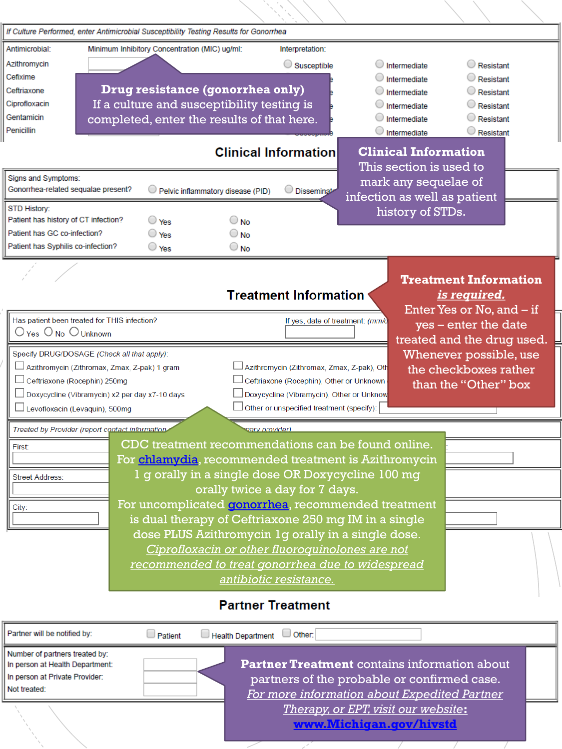*If Culture Performed, enter Antimicrobial Susceptibility Testing Results for Gonorrhea*

| Antimicrobial: | Minimum Inhibitory Concentration (MIC) ug/ml: | Interpretation: | | |
|---|---|---|---|---|
| Azithromycin | | Susceptible | Intermediate | Resistant |
| Cefixime | | | Intermediate | Resistant |
| Ceftriaxone | | | Intermediate | Resistant |
| Ciprofloxacin | | | Intermediate | Resistant |
| Gentamicin | | | Intermediate | Resistant |
| Penicillin | | Susceptible | Intermediate | Resistant |

**Drug resistance (gonorrhea only)**
If a culture and susceptibility testing is completed, enter the results of that here.

## Clinical Information

Signs and Symptoms:
Gonorrhea-related sequalae present? ◯ Pelvic inflammatory disease (PID) ◯ Disseminat...

STD History:

| | | |
|---|---|---|
| Patient has history of CT infection? | ◯ Yes | ◯ No |
| Patient has GC co-infection? | ◯ Yes | ◯ No |
| Patient has Syphilis co-infection? | ◯ Yes | ◯ No |

**Clinical Information**
This section is used to mark any sequelae of infection as well as patient history of STDs.

## Treatment Information

Has patient been treated for THIS infection? ◯ Yes ◯ No ◯ Unknown
If yes, date of treatment: *(mm/d...*

Specify DRUG/DOSAGE *(Check all that apply)*:

| | |
|---|---|
| ☐ Azithromycin (Zithromax, Zmax, Z-pak) 1 gram | ☐ Azithromycin (Zithromax, Zmax, Z-pak), Oth... |
| ☐ Ceftriaxone (Rocephin) 250mg | ☐ Ceftriaxone (Rocephin), Other or Unknown |
| ☐ Doxycycline (Vibramycin) x2 per day x7-10 days | ☐ Doxycycline (Vibramycin), Other or Unknow... |
| ☐ Levofloxacin (Levaquin), 500mg | ☐ Other or unspecified treatment (specify): |

*Treated by Provider (report contact information ... mary provider)*

First:

Street Address:

City:

**Treatment Information** ***is required.***
Enter Yes or No, and – if yes – enter the date treated and the drug used. Whenever possible, use the checkboxes rather than the "Other" box

CDC treatment recommendations can be found online. For chlamydia, recommended treatment is Azithromycin 1 g orally in a single dose OR Doxycycline 100 mg orally twice a day for 7 days.
For uncomplicated gonorrhea, recommended treatment is dual therapy of Ceftriaxone 250 mg IM in a single dose PLUS Azithromycin 1g orally in a single dose.
*Ciprofloxacin or other fluoroquinolones are not recommended to treat gonorrhea due to widespread antibiotic resistance.*

## Partner Treatment

Partner will be notified by: ☐ Patient ☐ Health Department ☐ Other:

Number of partners treated by:
In person at Health Department:
In person at Private Provider:
Not treated:

**Partner Treatment** contains information about partners of the probable or confirmed case.
*For more information about Expedited Partner Therapy, or EPT, visit our website*:
**www.Michigan.gov/hivstd**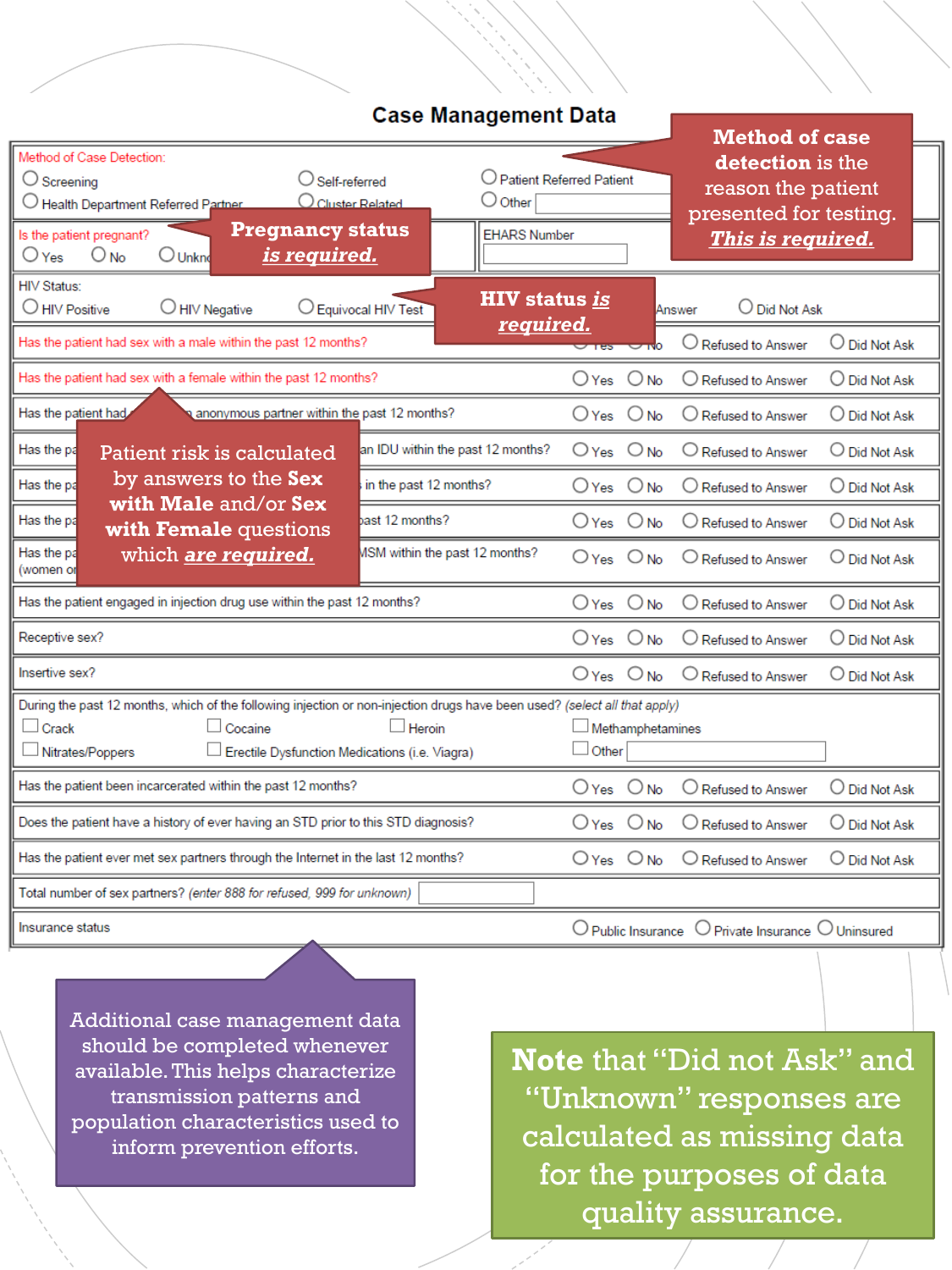# Case Management Data

**Method of Case Detection:**

- Screening
- Health Department Referred Partner
- Self-referred
- Cluster Related
- Patient Referred Patient
- Other ____________

**Is the patient pregnant?** ○ Yes ○ No ○ Unkn...

EHARS Number ____________

**HIV Status:** ○ HIV Positive ○ HIV Negative ○ Equivocal HIV Test ... Answer ○ Did Not Ask

| Question | | | | |
|---|---|---|---|---|
| Has the patient had sex with a male within the past 12 months? | Yes | No | Refused to Answer | Did Not Ask |
| Has the patient had sex with a female within the past 12 months? | Yes | No | Refused to Answer | Did Not Ask |
| Has the patient had ... anonymous partner within the past 12 months? | Yes | No | Refused to Answer | Did Not Ask |
| Has the pa... an IDU within the past 12 months? | Yes | No | Refused to Answer | Did Not Ask |
| Has the pa... in the past 12 months? | Yes | No | Refused to Answer | Did Not Ask |
| Has the pa... past 12 months? | Yes | No | Refused to Answer | Did Not Ask |
| Has the pa... (women o... MSM within the past 12 months? | Yes | No | Refused to Answer | Did Not Ask |
| Has the patient engaged in injection drug use within the past 12 months? | Yes | No | Refused to Answer | Did Not Ask |
| Receptive sex? | Yes | No | Refused to Answer | Did Not Ask |
| Insertive sex? | Yes | No | Refused to Answer | Did Not Ask |

During the past 12 months, which of the following injection or non-injection drugs have been used? *(select all that apply)*

- ☐ Crack
- ☐ Cocaine
- ☐ Heroin
- ☐ Methamphetamines
- ☐ Nitrates/Poppers
- ☐ Erectile Dysfunction Medications (i.e. Viagra)
- ☐ Other ____________

| Question | | | | |
|---|---|---|---|---|
| Has the patient been incarcerated within the past 12 months? | Yes | No | Refused to Answer | Did Not Ask |
| Does the patient have a history of ever having an STD prior to this STD diagnosis? | Yes | No | Refused to Answer | Did Not Ask |
| Has the patient ever met sex partners through the Internet in the last 12 months? | Yes | No | Refused to Answer | Did Not Ask |

Total number of sex partners? *(enter 888 for refused, 999 for unknown)* ____________

Insurance status ○ Public Insurance ○ Private Insurance ○ Uninsured

**Method of case detection** is the reason the patient presented for testing. ***This is required.***

**Pregnancy status *is required.***

**HIV status *is required.***

Patient risk is calculated by answers to the **Sex with Male** and/or **Sex with Female** questions which ***are required.***

Additional case management data should be completed whenever available. This helps characterize transmission patterns and population characteristics used to inform prevention efforts.

**Note** that "Did not Ask" and "Unknown" responses are calculated as missing data for the purposes of data quality assurance.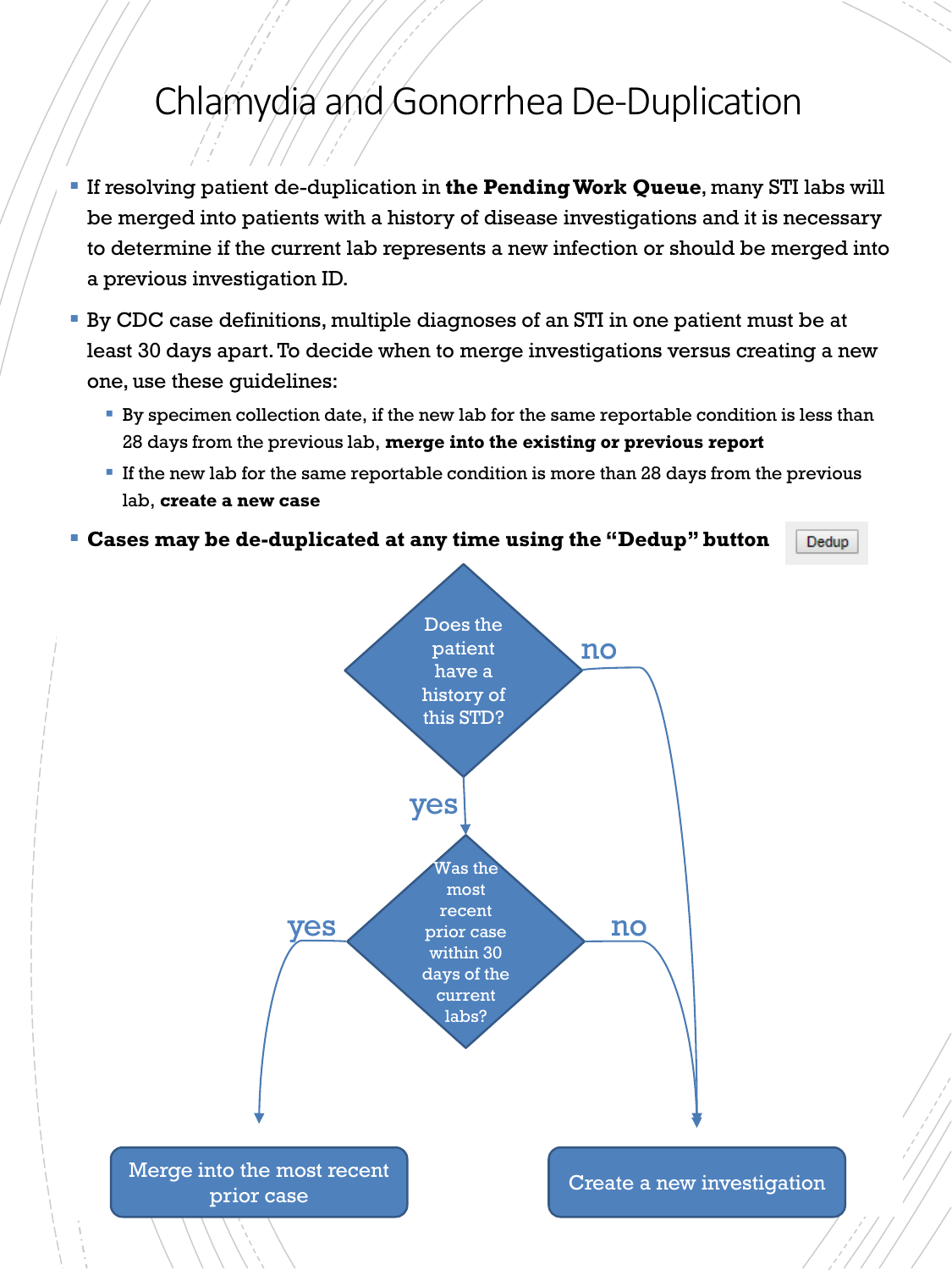# Chlamydia and Gonorrhea De-Duplication

- If resolving patient de-duplication in **the Pending Work Queue**, many STI labs will be merged into patients with a history of disease investigations and it is necessary to determine if the current lab represents a new infection or should be merged into a previous investigation ID.
- By CDC case definitions, multiple diagnoses of an STI in one patient must be at least 30 days apart. To decide when to merge investigations versus creating a new one, use these guidelines:
  - By specimen collection date, if the new lab for the same reportable condition is less than 28 days from the previous lab, **merge into the existing or previous report**
  - If the new lab for the same reportable condition is more than 28 days from the previous lab, **create a new case**
- **Cases may be de-duplicated at any time using the "Dedup" button** Dedup

Does the patient have a history of this STD?

- no → Create a new investigation
- yes → Was the most recent prior case within 30 days of the current labs?
  - yes → Merge into the most recent prior case
  - no → Create a new investigation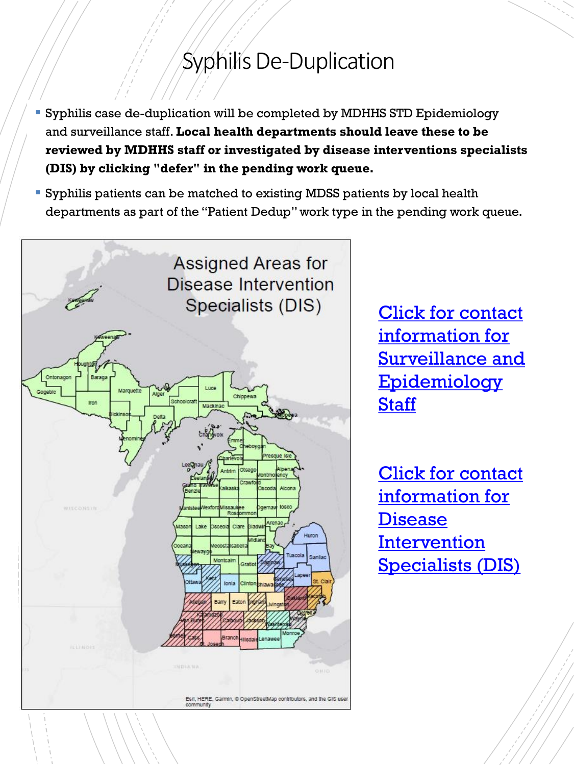# Syphilis De-Duplication

- Syphilis case de-duplication will be completed by MDHHS STD Epidemiology and surveillance staff. **Local health departments should leave these to be reviewed by MDHHS staff or investigated by disease interventions specialists (DIS) by clicking "defer" in the pending work queue.**
- Syphilis patients can be matched to existing MDSS patients by local health departments as part of the "Patient Dedup" work type in the pending work queue.

Assigned Areas for Disease Intervention Specialists (DIS)

Click for contact information for Surveillance and Epidemiology Staff

Click for contact information for Disease Intervention Specialists (DIS)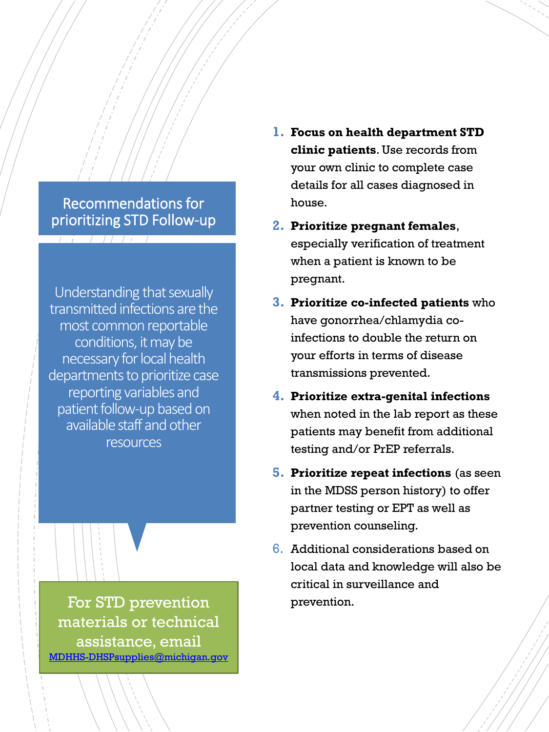## Recommendations for prioritizing STD Follow-up

Understanding that sexually transmitted infections are the most common reportable conditions, it may be necessary for local health departments to prioritize case reporting variables and patient follow-up based on available staff and other resources

For STD prevention materials or technical assistance, email [MDHHS-DHSPsupplies@michigan.gov](mailto:MDHHS-DHSPsupplies@michigan.gov)

1. **Focus on health department STD clinic patients**. Use records from your own clinic to complete case details for all cases diagnosed in house.
2. **Prioritize pregnant females**, especially verification of treatment when a patient is known to be pregnant.
3. **Prioritize co-infected patients** who have gonorrhea/chlamydia co-infections to double the return on your efforts in terms of disease transmissions prevented.
4. **Prioritize extra-genital infections** when noted in the lab report as these patients may benefit from additional testing and/or PrEP referrals.
5. **Prioritize repeat infections** (as seen in the MDSS person history) to offer partner testing or EPT as well as prevention counseling.
6. Additional considerations based on local data and knowledge will also be critical in surveillance and prevention.